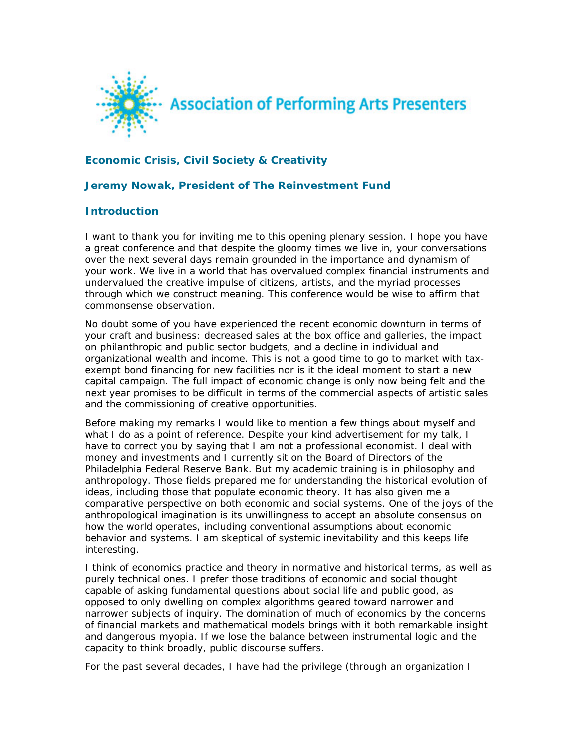Association of Performing Arts Presenters

## Economic Crisis, Civil Society & Creativity

### Jeremy Nowak, President of The Reinvestment Fund

### Introduction

I want to thank you for inviting me to this opening plenary session. I hope you have a great conference and that despite the gloomy times we live in, your conversations over the next several days remain grounded in the importance and dynamism of your work. We live in a world that has overvalued complex financial instruments and undervalued the creative impulse of citizens, artists, and the myriad processes through which we construct meaning. This conference would be wise to affirm that commonsense observation.

No doubt some of you have experienced the recent economic downturn in terms of your craft and business: decreased sales at the box office and galleries, the impact on philanthropic and public sector budgets, and a decline in individual and organizational wealth and income. This is not a good time to go to market with tax-exempt bond financing for new facilities nor is it the ideal moment to start a new capital campaign. The full impact of economic change is only now being felt and the next year promises to be difficult in terms of the commercial aspects of artistic sales and the commissioning of creative opportunities.

Before making my remarks I would like to mention a few things about myself and what I do as a point of reference. Despite your kind advertisement for my talk, I have to correct you by saying that I am not a professional economist. I deal with money and investments and I currently sit on the Board of Directors of the Philadelphia Federal Reserve Bank. But my academic training is in philosophy and anthropology. Those fields prepared me for understanding the historical evolution of ideas, including those that populate economic theory. It has also given me a comparative perspective on both economic and social systems. One of the joys of the anthropological imagination is its unwillingness to accept an absolute consensus on how the world operates, including conventional assumptions about economic behavior and systems. I am skeptical of systemic inevitability and this keeps life interesting.

I think of economics practice and theory in normative and historical terms, as well as purely technical ones. I prefer those traditions of economic and social thought capable of asking fundamental questions about social life and public good, as opposed to only dwelling on complex algorithms geared toward narrower and narrower subjects of inquiry. The domination of much of economics by the concerns of financial markets and mathematical models brings with it both remarkable insight and dangerous myopia. If we lose the balance between instrumental logic and the capacity to think broadly, public discourse suffers.

For the past several decades, I have had the privilege (through an organization I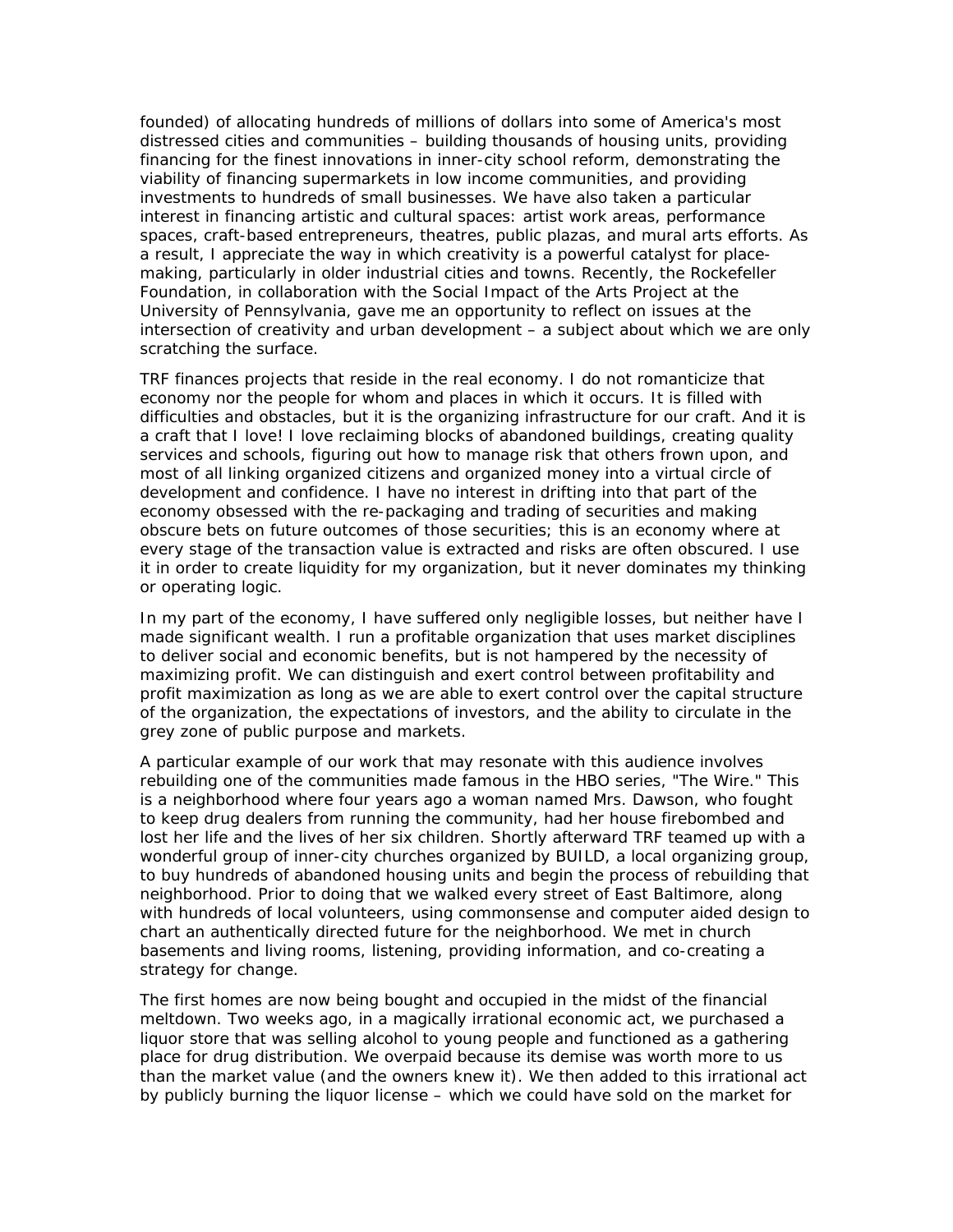founded) of allocating hundreds of millions of dollars into some of America's most distressed cities and communities – building thousands of housing units, providing financing for the finest innovations in inner-city school reform, demonstrating the viability of financing supermarkets in low income communities, and providing investments to hundreds of small businesses. We have also taken a particular interest in financing artistic and cultural spaces: artist work areas, performance spaces, craft-based entrepreneurs, theatres, public plazas, and mural arts efforts. As a result, I appreciate the way in which creativity is a powerful catalyst for place-making, particularly in older industrial cities and towns. Recently, the Rockefeller Foundation, in collaboration with the Social Impact of the Arts Project at the University of Pennsylvania, gave me an opportunity to reflect on issues at the intersection of creativity and urban development – a subject about which we are only scratching the surface.

TRF finances projects that reside in the real economy. I do not romanticize that economy nor the people for whom and places in which it occurs. It is filled with difficulties and obstacles, but it is the organizing infrastructure for our craft. And it is a craft that I love! I love reclaiming blocks of abandoned buildings, creating quality services and schools, figuring out how to manage risk that others frown upon, and most of all linking organized citizens and organized money into a virtual circle of development and confidence. I have no interest in drifting into that part of the economy obsessed with the re-packaging and trading of securities and making obscure bets on future outcomes of those securities; this is an economy where at every stage of the transaction value is extracted and risks are often obscured. I use it in order to create liquidity for my organization, but it never dominates my thinking or operating logic.

In my part of the economy, I have suffered only negligible losses, but neither have I made significant wealth. I run a profitable organization that uses market disciplines to deliver social and economic benefits, but is not hampered by the necessity of maximizing profit. We can distinguish and exert control between profitability and profit maximization as long as we are able to exert control over the capital structure of the organization, the expectations of investors, and the ability to circulate in the grey zone of public purpose and markets.

A particular example of our work that may resonate with this audience involves rebuilding one of the communities made famous in the HBO series, "The Wire." This is a neighborhood where four years ago a woman named Mrs. Dawson, who fought to keep drug dealers from running the community, had her house firebombed and lost her life and the lives of her six children. Shortly afterward TRF teamed up with a wonderful group of inner-city churches organized by BUILD, a local organizing group, to buy hundreds of abandoned housing units and begin the process of rebuilding that neighborhood. Prior to doing that we walked every street of East Baltimore, along with hundreds of local volunteers, using commonsense and computer aided design to chart an authentically directed future for the neighborhood. We met in church basements and living rooms, listening, providing information, and co-creating a strategy for change.

The first homes are now being bought and occupied in the midst of the financial meltdown. Two weeks ago, in a magically irrational economic act, we purchased a liquor store that was selling alcohol to young people and functioned as a gathering place for drug distribution. We overpaid because its demise was worth more to us than the market value (and the owners knew it). We then added to this irrational act by publicly burning the liquor license – which we could have sold on the market for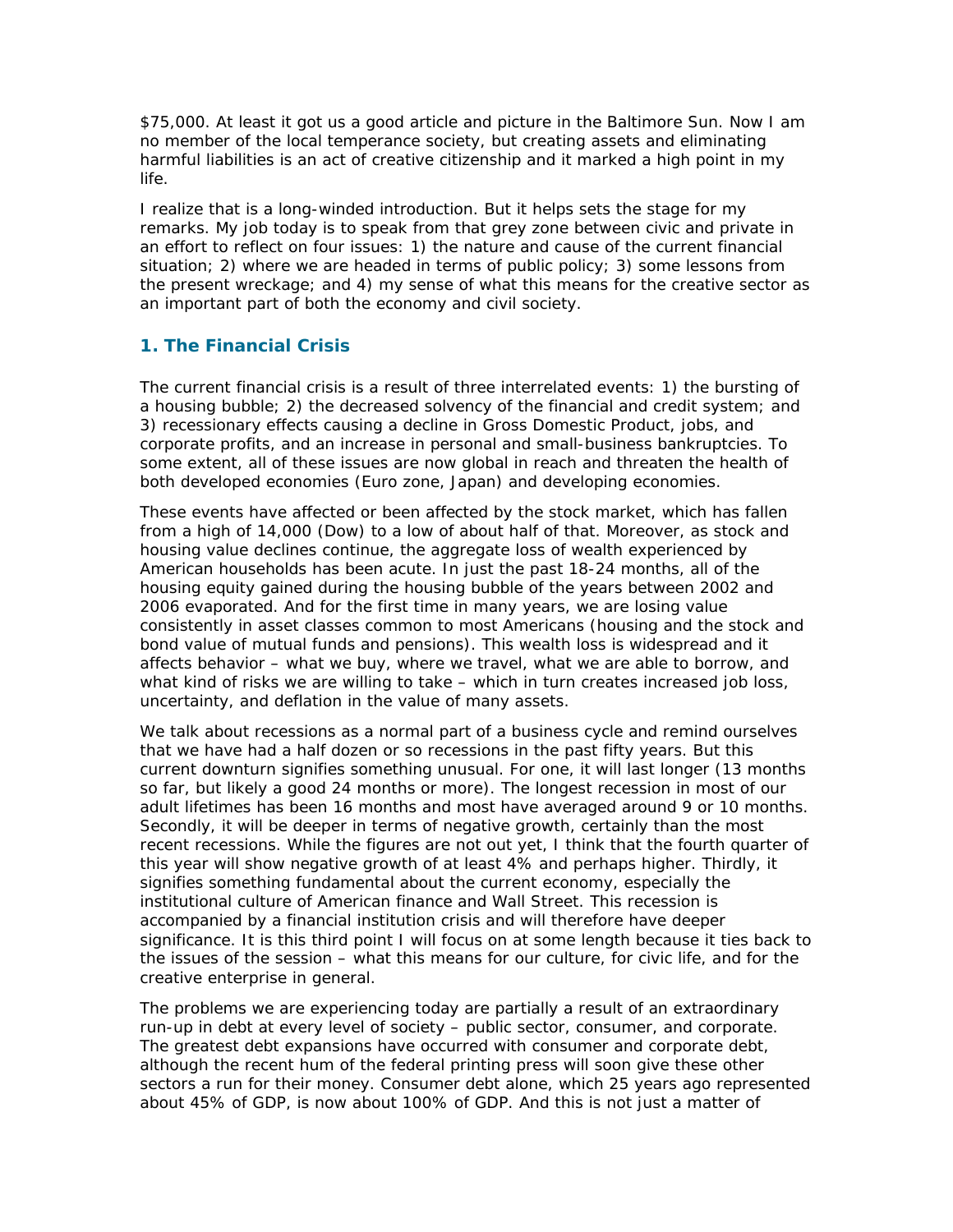$75,000. At least it got us a good article and picture in the Baltimore Sun. Now I am no member of the local temperance society, but creating assets and eliminating harmful liabilities is an act of creative citizenship and it marked a high point in my life.

I realize that is a long-winded introduction. But it helps sets the stage for my remarks. My job today is to speak from that grey zone between civic and private in an effort to reflect on four issues: 1) the nature and cause of the current financial situation; 2) where we are headed in terms of public policy; 3) some lessons from the present wreckage; and 4) my sense of what this means for the creative sector as an important part of both the economy and civil society.

## 1. The Financial Crisis

The current financial crisis is a result of three interrelated events: 1) the bursting of a housing bubble; 2) the decreased solvency of the financial and credit system; and 3) recessionary effects causing a decline in Gross Domestic Product, jobs, and corporate profits, and an increase in personal and small-business bankruptcies. To some extent, all of these issues are now global in reach and threaten the health of both developed economies (Euro zone, Japan) and developing economies.

These events have affected or been affected by the stock market, which has fallen from a high of 14,000 (Dow) to a low of about half of that. Moreover, as stock and housing value declines continue, the aggregate loss of wealth experienced by American households has been acute. In just the past 18-24 months, all of the housing equity gained during the housing bubble of the years between 2002 and 2006 evaporated. And for the first time in many years, we are losing value consistently in asset classes common to most Americans (housing and the stock and bond value of mutual funds and pensions). This wealth loss is widespread and it affects behavior – what we buy, where we travel, what we are able to borrow, and what kind of risks we are willing to take – which in turn creates increased job loss, uncertainty, and deflation in the value of many assets.

We talk about recessions as a normal part of a business cycle and remind ourselves that we have had a half dozen or so recessions in the past fifty years. But this current downturn signifies something unusual. For one, it will last longer (13 months so far, but likely a good 24 months or more). The longest recession in most of our adult lifetimes has been 16 months and most have averaged around 9 or 10 months. Secondly, it will be deeper in terms of negative growth, certainly than the most recent recessions. While the figures are not out yet, I think that the fourth quarter of this year will show negative growth of at least 4% and perhaps higher. Thirdly, it signifies something fundamental about the current economy, especially the institutional culture of American finance and Wall Street. This recession is accompanied by a financial institution crisis and will therefore have deeper significance. It is this third point I will focus on at some length because it ties back to the issues of the session – what this means for our culture, for civic life, and for the creative enterprise in general.

The problems we are experiencing today are partially a result of an extraordinary run-up in debt at every level of society – public sector, consumer, and corporate. The greatest debt expansions have occurred with consumer and corporate debt, although the recent hum of the federal printing press will soon give these other sectors a run for their money. Consumer debt alone, which 25 years ago represented about 45% of GDP, is now about 100% of GDP. And this is not just a matter of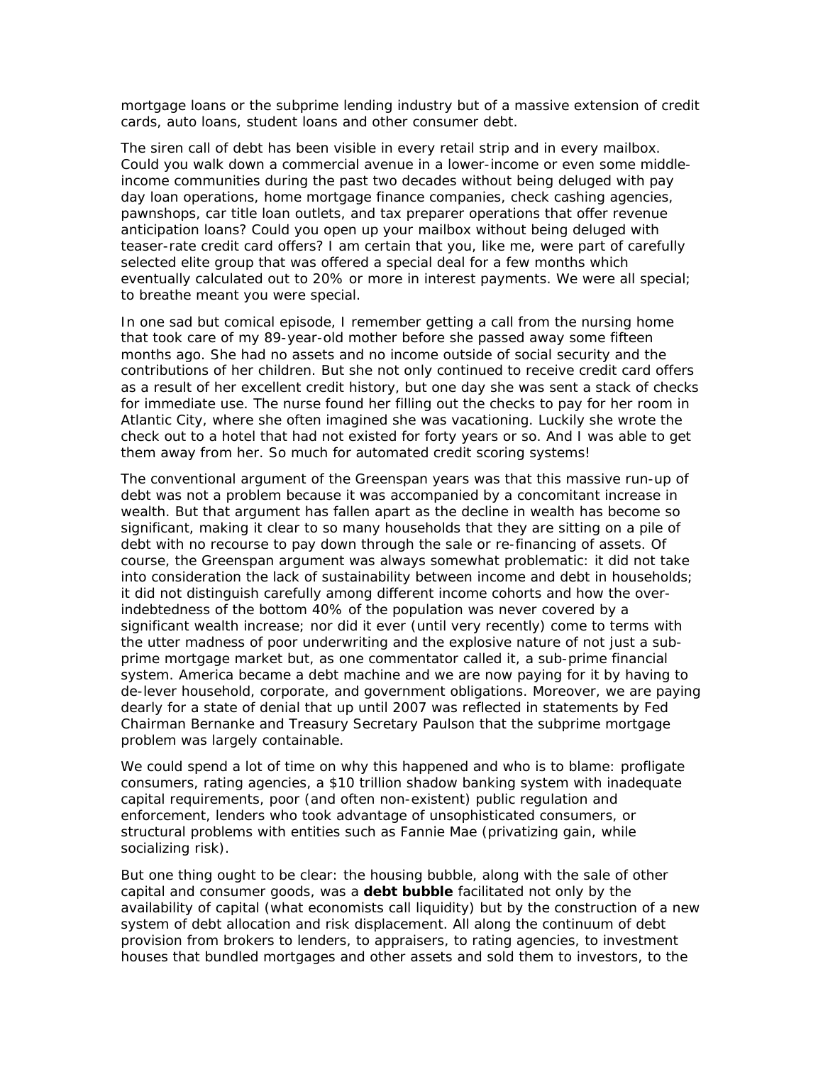mortgage loans or the subprime lending industry but of a massive extension of credit cards, auto loans, student loans and other consumer debt.

The siren call of debt has been visible in every retail strip and in every mailbox. Could you walk down a commercial avenue in a lower-income or even some middle-income communities during the past two decades without being deluged with pay day loan operations, home mortgage finance companies, check cashing agencies, pawnshops, car title loan outlets, and tax preparer operations that offer revenue anticipation loans? Could you open up your mailbox without being deluged with teaser-rate credit card offers? I am certain that you, like me, were part of carefully selected elite group that was offered a special deal for a few months which eventually calculated out to 20% or more in interest payments. We were all special; to breathe meant you were special.

In one sad but comical episode, I remember getting a call from the nursing home that took care of my 89-year-old mother before she passed away some fifteen months ago. She had no assets and no income outside of social security and the contributions of her children. But she not only continued to receive credit card offers as a result of her excellent credit history, but one day she was sent a stack of checks for immediate use. The nurse found her filling out the checks to pay for her room in Atlantic City, where she often imagined she was vacationing. Luckily she wrote the check out to a hotel that had not existed for forty years or so. And I was able to get them away from her. So much for automated credit scoring systems!

The conventional argument of the Greenspan years was that this massive run-up of debt was not a problem because it was accompanied by a concomitant increase in wealth. But that argument has fallen apart as the decline in wealth has become so significant, making it clear to so many households that they are sitting on a pile of debt with no recourse to pay down through the sale or re-financing of assets. Of course, the Greenspan argument was always somewhat problematic: it did not take into consideration the lack of sustainability between income and debt in households; it did not distinguish carefully among different income cohorts and how the over-indebtedness of the bottom 40% of the population was never covered by a significant wealth increase; nor did it ever (until very recently) come to terms with the utter madness of poor underwriting and the explosive nature of not just a sub-prime mortgage market but, as one commentator called it, a sub-prime financial system. America became a debt machine and we are now paying for it by having to de-lever household, corporate, and government obligations. Moreover, we are paying dearly for a state of denial that up until 2007 was reflected in statements by Fed Chairman Bernanke and Treasury Secretary Paulson that the subprime mortgage problem was largely containable.

We could spend a lot of time on why this happened and who is to blame: profligate consumers, rating agencies, a $10 trillion shadow banking system with inadequate capital requirements, poor (and often non-existent) public regulation and enforcement, lenders who took advantage of unsophisticated consumers, or structural problems with entities such as Fannie Mae (privatizing gain, while socializing risk).

But one thing ought to be clear: the housing bubble, along with the sale of other capital and consumer goods, was a **debt bubble** facilitated not only by the availability of capital (what economists call liquidity) but by the construction of a new system of debt allocation and risk displacement. All along the continuum of debt provision from brokers to lenders, to appraisers, to rating agencies, to investment houses that bundled mortgages and other assets and sold them to investors, to the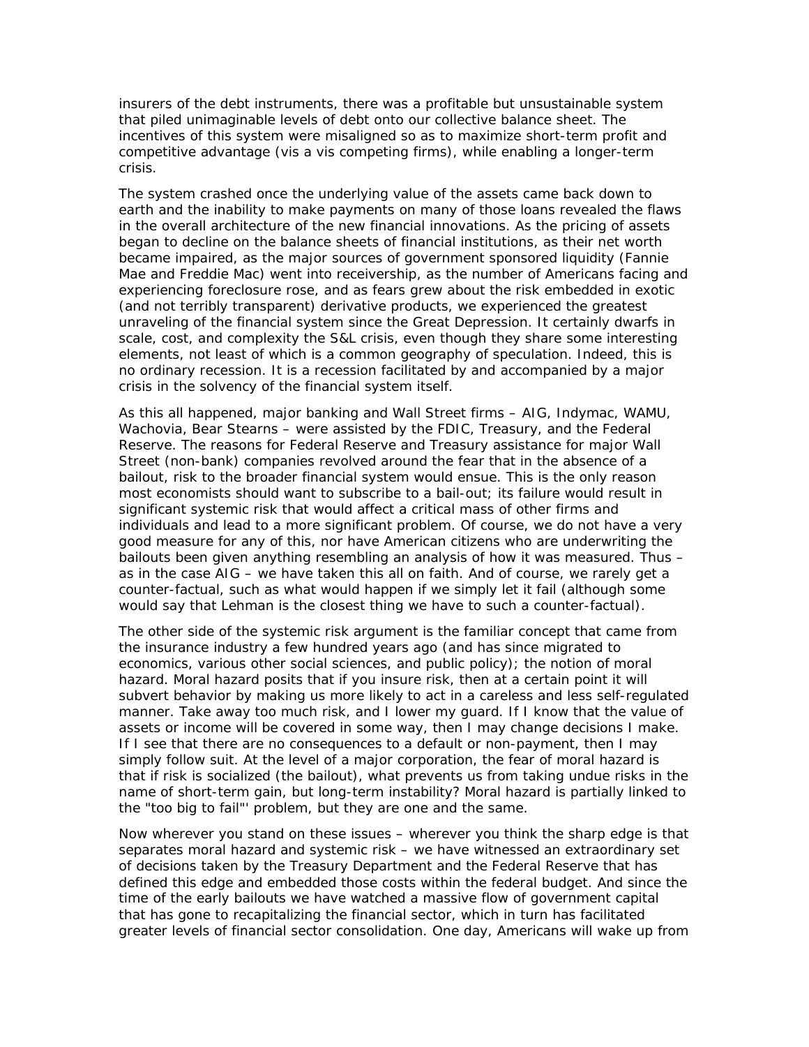insurers of the debt instruments, there was a profitable but unsustainable system that piled unimaginable levels of debt onto our collective balance sheet. The incentives of this system were misaligned so as to maximize short-term profit and competitive advantage (vis a vis competing firms), while enabling a longer-term crisis.

The system crashed once the underlying value of the assets came back down to earth and the inability to make payments on many of those loans revealed the flaws in the overall architecture of the new financial innovations. As the pricing of assets began to decline on the balance sheets of financial institutions, as their net worth became impaired, as the major sources of government sponsored liquidity (Fannie Mae and Freddie Mac) went into receivership, as the number of Americans facing and experiencing foreclosure rose, and as fears grew about the risk embedded in exotic (and not terribly transparent) derivative products, we experienced the greatest unraveling of the financial system since the Great Depression. It certainly dwarfs in scale, cost, and complexity the S&L crisis, even though they share some interesting elements, not least of which is a common geography of speculation. Indeed, this is no ordinary recession. It is a recession facilitated by and accompanied by a major crisis in the solvency of the financial system itself.

As this all happened, major banking and Wall Street firms – AIG, Indymac, WAMU, Wachovia, Bear Stearns – were assisted by the FDIC, Treasury, and the Federal Reserve. The reasons for Federal Reserve and Treasury assistance for major Wall Street (non-bank) companies revolved around the fear that in the absence of a bailout, risk to the broader financial system would ensue. This is the only reason most economists should want to subscribe to a bail-out; its failure would result in significant systemic risk that would affect a critical mass of other firms and individuals and lead to a more significant problem. Of course, we do not have a very good measure for any of this, nor have American citizens who are underwriting the bailouts been given anything resembling an analysis of how it was measured. Thus – as in the case AIG – we have taken this all on faith. And of course, we rarely get a counter-factual, such as what would happen if we simply let it fail (although some would say that Lehman is the closest thing we have to such a counter-factual).

The other side of the systemic risk argument is the familiar concept that came from the insurance industry a few hundred years ago (and has since migrated to economics, various other social sciences, and public policy); the notion of moral hazard. Moral hazard posits that if you insure risk, then at a certain point it will subvert behavior by making us more likely to act in a careless and less self-regulated manner. Take away too much risk, and I lower my guard. If I know that the value of assets or income will be covered in some way, then I may change decisions I make. If I see that there are no consequences to a default or non-payment, then I may simply follow suit. At the level of a major corporation, the fear of moral hazard is that if risk is socialized (the bailout), what prevents us from taking undue risks in the name of short-term gain, but long-term instability? Moral hazard is partially linked to the "too big to fail"' problem, but they are one and the same.

Now wherever you stand on these issues – wherever you think the sharp edge is that separates moral hazard and systemic risk – we have witnessed an extraordinary set of decisions taken by the Treasury Department and the Federal Reserve that has defined this edge and embedded those costs within the federal budget. And since the time of the early bailouts we have watched a massive flow of government capital that has gone to recapitalizing the financial sector, which in turn has facilitated greater levels of financial sector consolidation. One day, Americans will wake up from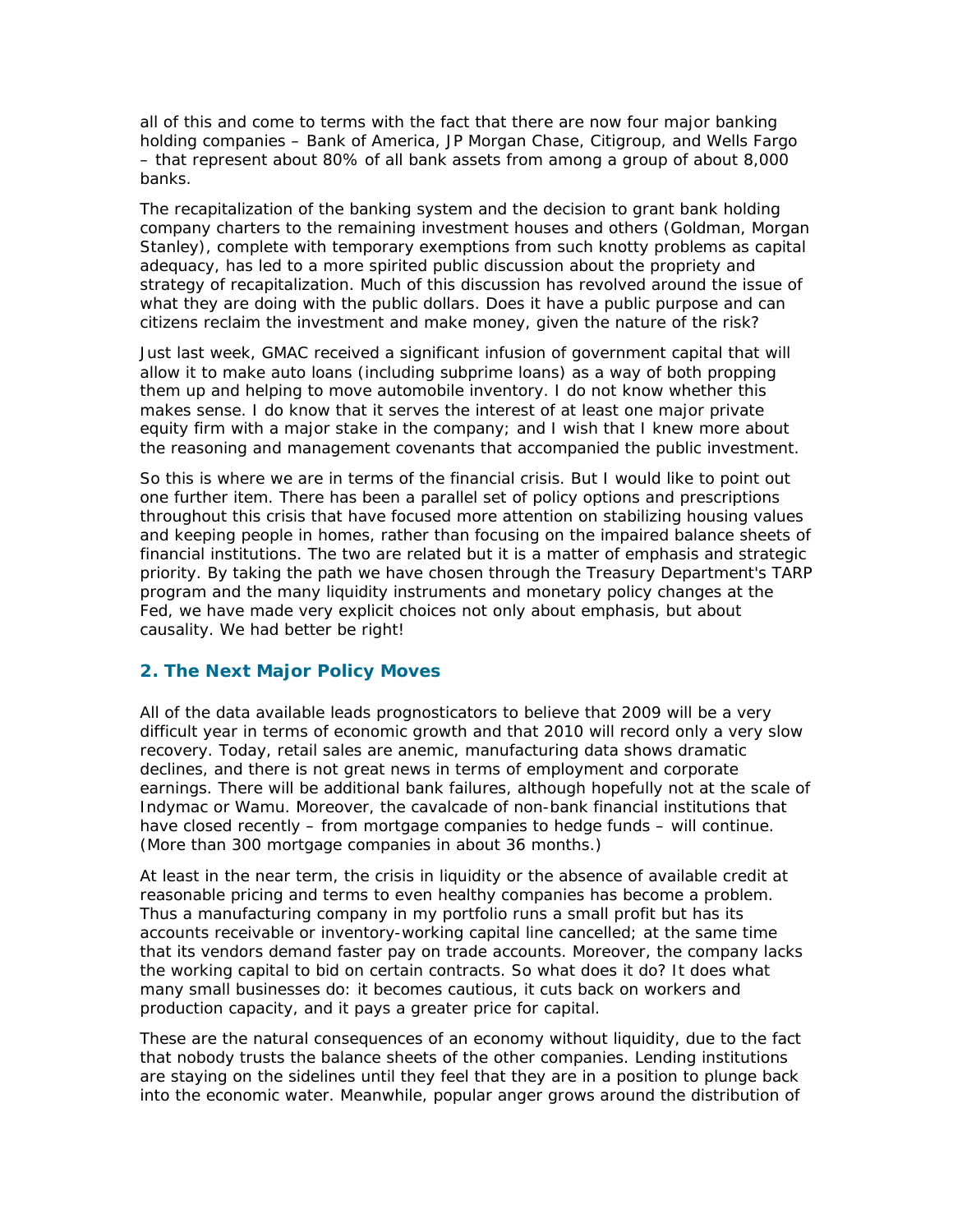all of this and come to terms with the fact that there are now four major banking holding companies – Bank of America, JP Morgan Chase, Citigroup, and Wells Fargo – that represent about 80% of all bank assets from among a group of about 8,000 banks.

The recapitalization of the banking system and the decision to grant bank holding company charters to the remaining investment houses and others (Goldman, Morgan Stanley), complete with temporary exemptions from such knotty problems as capital adequacy, has led to a more spirited public discussion about the propriety and strategy of recapitalization. Much of this discussion has revolved around the issue of what they are doing with the public dollars. Does it have a public purpose and can citizens reclaim the investment and make money, given the nature of the risk?

Just last week, GMAC received a significant infusion of government capital that will allow it to make auto loans (including subprime loans) as a way of both propping them up and helping to move automobile inventory. I do not know whether this makes sense. I do know that it serves the interest of at least one major private equity firm with a major stake in the company; and I wish that I knew more about the reasoning and management covenants that accompanied the public investment.

So this is where we are in terms of the financial crisis. But I would like to point out one further item. There has been a parallel set of policy options and prescriptions throughout this crisis that have focused more attention on stabilizing housing values and keeping people in homes, rather than focusing on the impaired balance sheets of financial institutions. The two are related but it is a matter of emphasis and strategic priority. By taking the path we have chosen through the Treasury Department's TARP program and the many liquidity instruments and monetary policy changes at the Fed, we have made very explicit choices not only about emphasis, but about causality. We had better be right!

## 2. The Next Major Policy Moves

All of the data available leads prognosticators to believe that 2009 will be a very difficult year in terms of economic growth and that 2010 will record only a very slow recovery. Today, retail sales are anemic, manufacturing data shows dramatic declines, and there is not great news in terms of employment and corporate earnings. There will be additional bank failures, although hopefully not at the scale of Indymac or Wamu. Moreover, the cavalcade of non-bank financial institutions that have closed recently – from mortgage companies to hedge funds – will continue. (More than 300 mortgage companies in about 36 months.)

At least in the near term, the crisis in liquidity or the absence of available credit at reasonable pricing and terms to even healthy companies has become a problem. Thus a manufacturing company in my portfolio runs a small profit but has its accounts receivable or inventory-working capital line cancelled; at the same time that its vendors demand faster pay on trade accounts. Moreover, the company lacks the working capital to bid on certain contracts. So what does it do? It does what many small businesses do: it becomes cautious, it cuts back on workers and production capacity, and it pays a greater price for capital.

These are the natural consequences of an economy without liquidity, due to the fact that nobody trusts the balance sheets of the other companies. Lending institutions are staying on the sidelines until they feel that they are in a position to plunge back into the economic water. Meanwhile, popular anger grows around the distribution of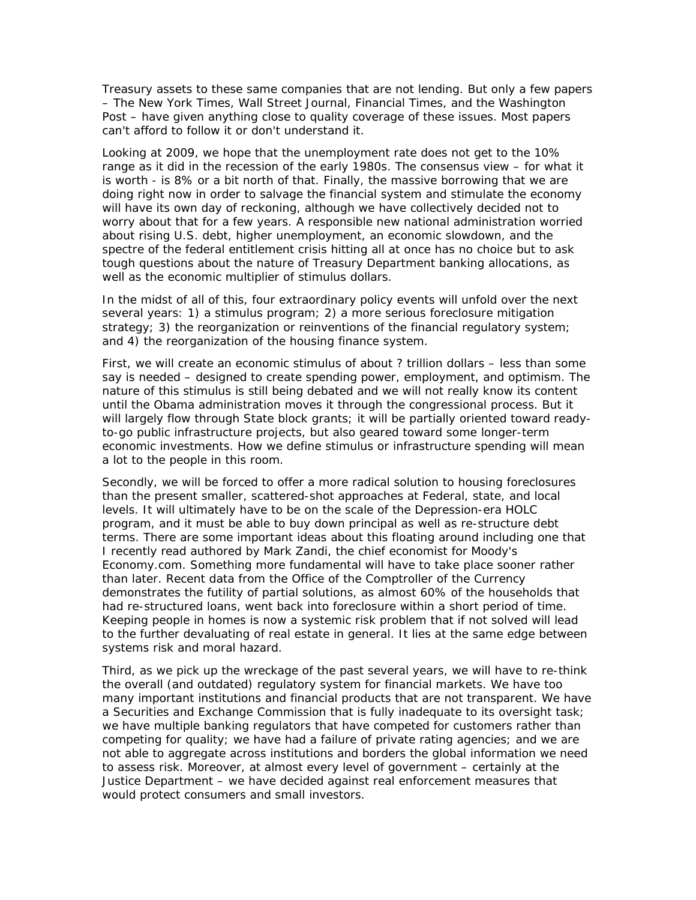Treasury assets to these same companies that are not lending. But only a few papers – The New York Times, Wall Street Journal, Financial Times, and the Washington Post – have given anything close to quality coverage of these issues. Most papers can't afford to follow it or don't understand it.

Looking at 2009, we hope that the unemployment rate does not get to the 10% range as it did in the recession of the early 1980s. The consensus view – for what it is worth - is 8% or a bit north of that. Finally, the massive borrowing that we are doing right now in order to salvage the financial system and stimulate the economy will have its own day of reckoning, although we have collectively decided not to worry about that for a few years. A responsible new national administration worried about rising U.S. debt, higher unemployment, an economic slowdown, and the spectre of the federal entitlement crisis hitting all at once has no choice but to ask tough questions about the nature of Treasury Department banking allocations, as well as the economic multiplier of stimulus dollars.

In the midst of all of this, four extraordinary policy events will unfold over the next several years: 1) a stimulus program; 2) a more serious foreclosure mitigation strategy; 3) the reorganization or reinventions of the financial regulatory system; and 4) the reorganization of the housing finance system.

First, we will create an economic stimulus of about ? trillion dollars – less than some say is needed – designed to create spending power, employment, and optimism. The nature of this stimulus is still being debated and we will not really know its content until the Obama administration moves it through the congressional process. But it will largely flow through State block grants; it will be partially oriented toward ready-to-go public infrastructure projects, but also geared toward some longer-term economic investments. How we define stimulus or infrastructure spending will mean a lot to the people in this room.

Secondly, we will be forced to offer a more radical solution to housing foreclosures than the present smaller, scattered-shot approaches at Federal, state, and local levels. It will ultimately have to be on the scale of the Depression-era HOLC program, and it must be able to buy down principal as well as re-structure debt terms. There are some important ideas about this floating around including one that I recently read authored by Mark Zandi, the chief economist for Moody's Economy.com. Something more fundamental will have to take place sooner rather than later. Recent data from the Office of the Comptroller of the Currency demonstrates the futility of partial solutions, as almost 60% of the households that had re-structured loans, went back into foreclosure within a short period of time. Keeping people in homes is now a systemic risk problem that if not solved will lead to the further devaluating of real estate in general. It lies at the same edge between systems risk and moral hazard.

Third, as we pick up the wreckage of the past several years, we will have to re-think the overall (and outdated) regulatory system for financial markets. We have too many important institutions and financial products that are not transparent. We have a Securities and Exchange Commission that is fully inadequate to its oversight task; we have multiple banking regulators that have competed for customers rather than competing for quality; we have had a failure of private rating agencies; and we are not able to aggregate across institutions and borders the global information we need to assess risk. Moreover, at almost every level of government – certainly at the Justice Department – we have decided against real enforcement measures that would protect consumers and small investors.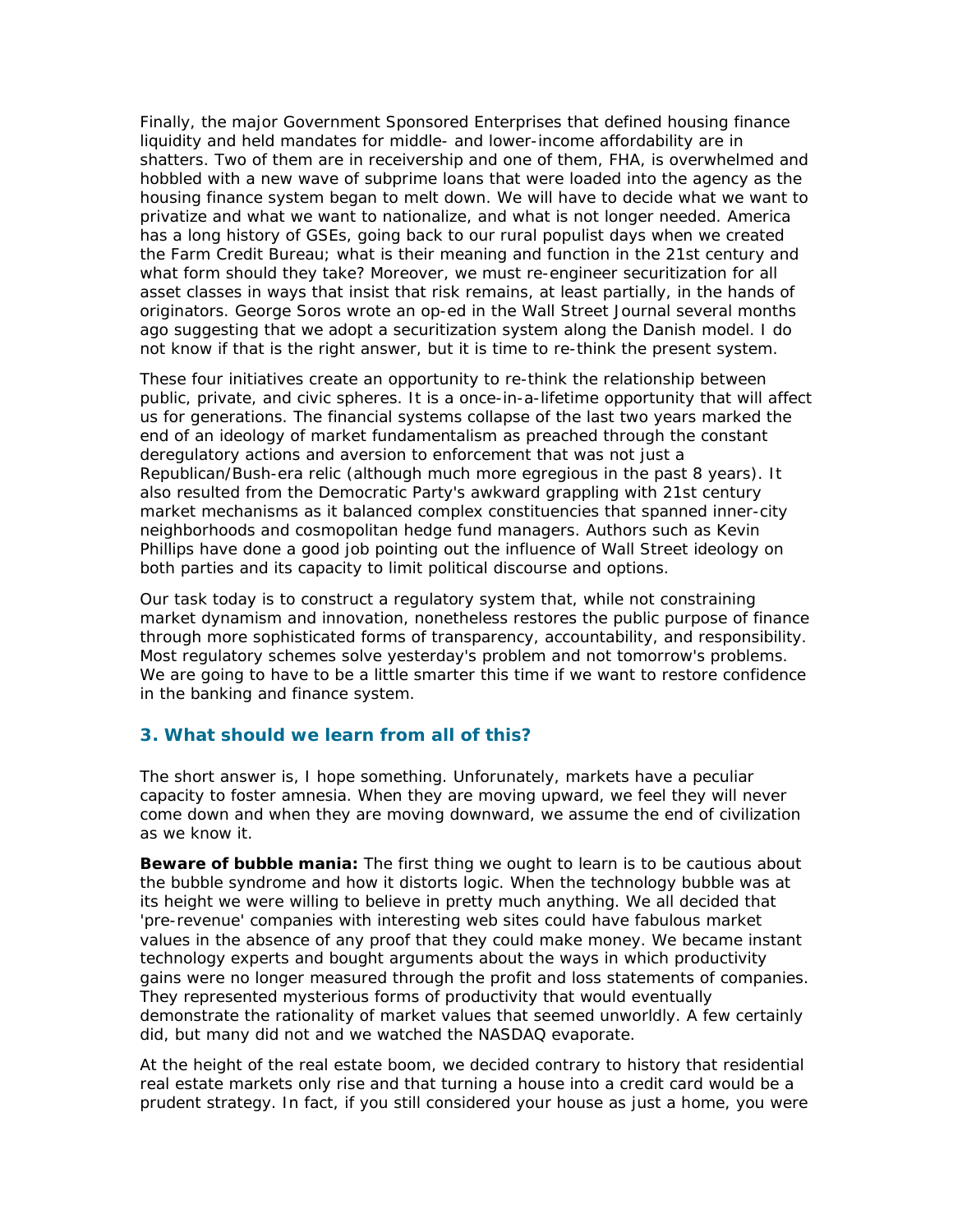Finally, the major Government Sponsored Enterprises that defined housing finance liquidity and held mandates for middle- and lower-income affordability are in shatters. Two of them are in receivership and one of them, FHA, is overwhelmed and hobbled with a new wave of subprime loans that were loaded into the agency as the housing finance system began to melt down. We will have to decide what we want to privatize and what we want to nationalize, and what is not longer needed. America has a long history of GSEs, going back to our rural populist days when we created the Farm Credit Bureau; what is their meaning and function in the 21st century and what form should they take? Moreover, we must re-engineer securitization for all asset classes in ways that insist that risk remains, at least partially, in the hands of originators. George Soros wrote an op-ed in the Wall Street Journal several months ago suggesting that we adopt a securitization system along the Danish model. I do not know if that is the right answer, but it is time to re-think the present system.

These four initiatives create an opportunity to re-think the relationship between public, private, and civic spheres. It is a once-in-a-lifetime opportunity that will affect us for generations. The financial systems collapse of the last two years marked the end of an ideology of market fundamentalism as preached through the constant deregulatory actions and aversion to enforcement that was not just a Republican/Bush-era relic (although much more egregious in the past 8 years). It also resulted from the Democratic Party's awkward grappling with 21st century market mechanisms as it balanced complex constituencies that spanned inner-city neighborhoods and cosmopolitan hedge fund managers. Authors such as Kevin Phillips have done a good job pointing out the influence of Wall Street ideology on both parties and its capacity to limit political discourse and options.

Our task today is to construct a regulatory system that, while not constraining market dynamism and innovation, nonetheless restores the public purpose of finance through more sophisticated forms of transparency, accountability, and responsibility. Most regulatory schemes solve yesterday's problem and not tomorrow's problems. We are going to have to be a little smarter this time if we want to restore confidence in the banking and finance system.

### 3. What should we learn from all of this?

The short answer is, I hope something. Unforunately, markets have a peculiar capacity to foster amnesia. When they are moving upward, we feel they will never come down and when they are moving downward, we assume the end of civilization as we know it.

**Beware of bubble mania:** The first thing we ought to learn is to be cautious about the bubble syndrome and how it distorts logic. When the technology bubble was at its height we were willing to believe in pretty much anything. We all decided that 'pre-revenue' companies with interesting web sites could have fabulous market values in the absence of any proof that they could make money. We became instant technology experts and bought arguments about the ways in which productivity gains were no longer measured through the profit and loss statements of companies. They represented mysterious forms of productivity that would eventually demonstrate the rationality of market values that seemed unworldly. A few certainly did, but many did not and we watched the NASDAQ evaporate.

At the height of the real estate boom, we decided contrary to history that residential real estate markets only rise and that turning a house into a credit card would be a prudent strategy. In fact, if you still considered your house as just a home, you were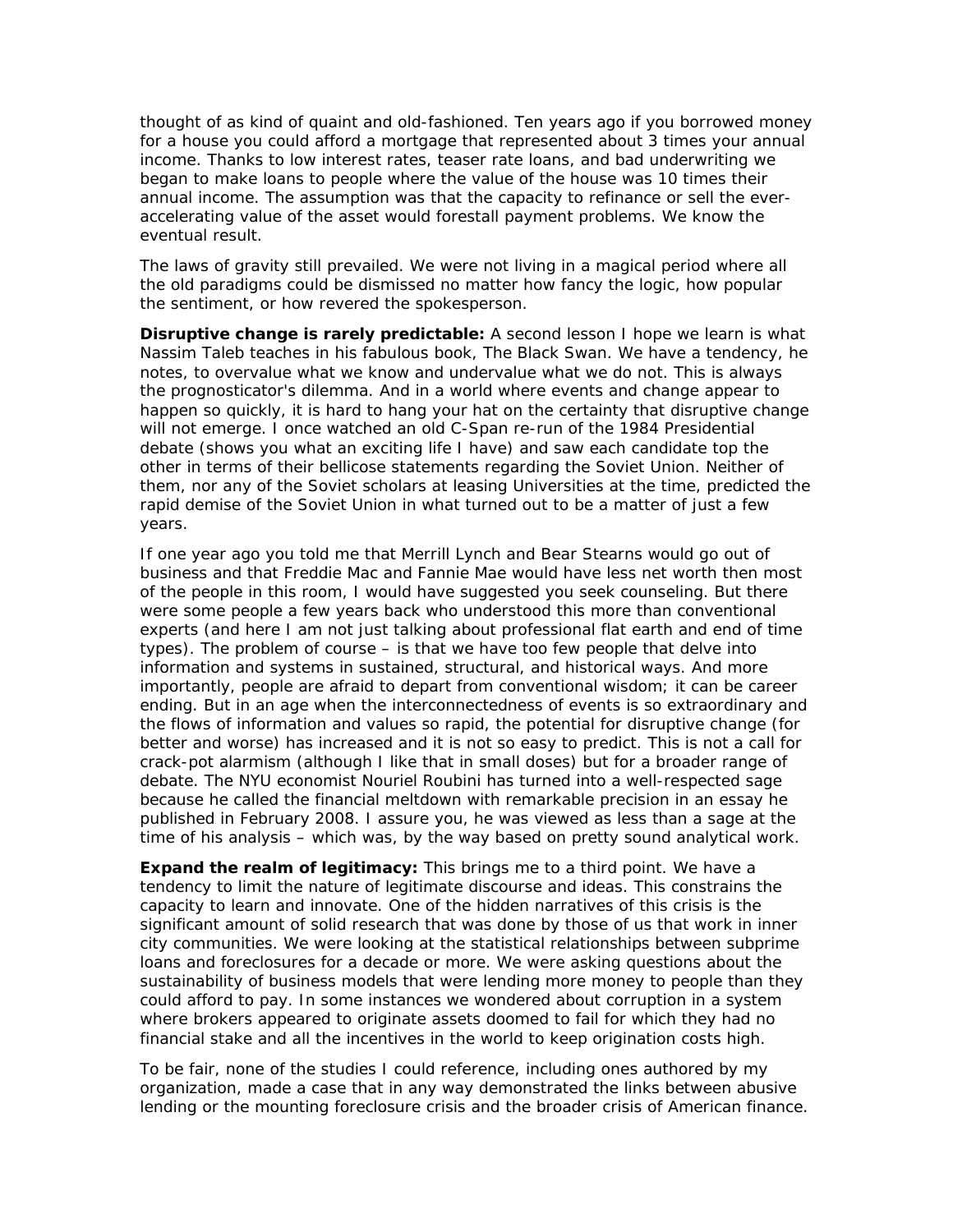thought of as kind of quaint and old-fashioned. Ten years ago if you borrowed money for a house you could afford a mortgage that represented about 3 times your annual income. Thanks to low interest rates, teaser rate loans, and bad underwriting we began to make loans to people where the value of the house was 10 times their annual income. The assumption was that the capacity to refinance or sell the ever-accelerating value of the asset would forestall payment problems. We know the eventual result.

The laws of gravity still prevailed. We were not living in a magical period where all the old paradigms could be dismissed no matter how fancy the logic, how popular the sentiment, or how revered the spokesperson.

**Disruptive change is rarely predictable:** A second lesson I hope we learn is what Nassim Taleb teaches in his fabulous book, The Black Swan. We have a tendency, he notes, to overvalue what we know and undervalue what we do not. This is always the prognosticator's dilemma. And in a world where events and change appear to happen so quickly, it is hard to hang your hat on the certainty that disruptive change will not emerge. I once watched an old C-Span re-run of the 1984 Presidential debate (shows you what an exciting life I have) and saw each candidate top the other in terms of their bellicose statements regarding the Soviet Union. Neither of them, nor any of the Soviet scholars at leasing Universities at the time, predicted the rapid demise of the Soviet Union in what turned out to be a matter of just a few years.

If one year ago you told me that Merrill Lynch and Bear Stearns would go out of business and that Freddie Mac and Fannie Mae would have less net worth then most of the people in this room, I would have suggested you seek counseling. But there were some people a few years back who understood this more than conventional experts (and here I am not just talking about professional flat earth and end of time types). The problem of course – is that we have too few people that delve into information and systems in sustained, structural, and historical ways. And more importantly, people are afraid to depart from conventional wisdom; it can be career ending. But in an age when the interconnectedness of events is so extraordinary and the flows of information and values so rapid, the potential for disruptive change (for better and worse) has increased and it is not so easy to predict. This is not a call for crack-pot alarmism (although I like that in small doses) but for a broader range of debate. The NYU economist Nouriel Roubini has turned into a well-respected sage because he called the financial meltdown with remarkable precision in an essay he published in February 2008. I assure you, he was viewed as less than a sage at the time of his analysis – which was, by the way based on pretty sound analytical work.

**Expand the realm of legitimacy:** This brings me to a third point. We have a tendency to limit the nature of legitimate discourse and ideas. This constrains the capacity to learn and innovate. One of the hidden narratives of this crisis is the significant amount of solid research that was done by those of us that work in inner city communities. We were looking at the statistical relationships between subprime loans and foreclosures for a decade or more. We were asking questions about the sustainability of business models that were lending more money to people than they could afford to pay. In some instances we wondered about corruption in a system where brokers appeared to originate assets doomed to fail for which they had no financial stake and all the incentives in the world to keep origination costs high.

To be fair, none of the studies I could reference, including ones authored by my organization, made a case that in any way demonstrated the links between abusive lending or the mounting foreclosure crisis and the broader crisis of American finance.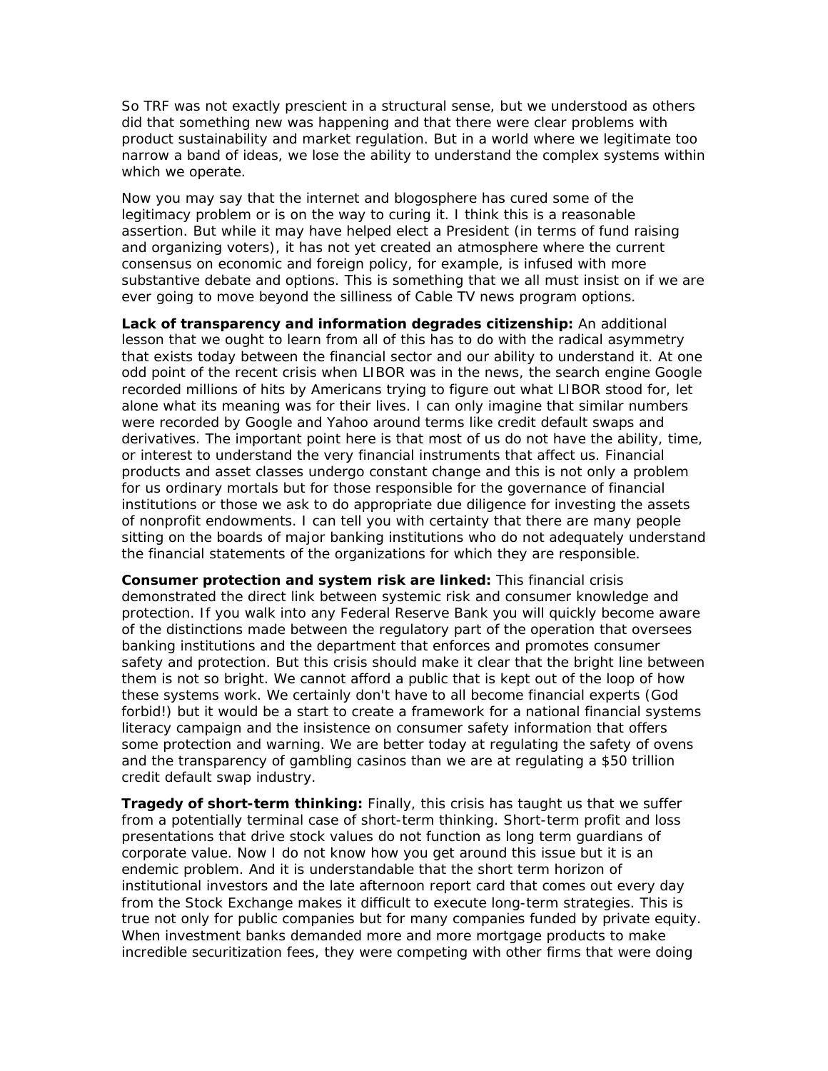So TRF was not exactly prescient in a structural sense, but we understood as others did that something new was happening and that there were clear problems with product sustainability and market regulation. But in a world where we legitimate too narrow a band of ideas, we lose the ability to understand the complex systems within which we operate.

Now you may say that the internet and blogosphere has cured some of the legitimacy problem or is on the way to curing it. I think this is a reasonable assertion. But while it may have helped elect a President (in terms of fund raising and organizing voters), it has not yet created an atmosphere where the current consensus on economic and foreign policy, for example, is infused with more substantive debate and options. This is something that we all must insist on if we are ever going to move beyond the silliness of Cable TV news program options.

**Lack of transparency and information degrades citizenship:** An additional lesson that we ought to learn from all of this has to do with the radical asymmetry that exists today between the financial sector and our ability to understand it. At one odd point of the recent crisis when LIBOR was in the news, the search engine Google recorded millions of hits by Americans trying to figure out what LIBOR stood for, let alone what its meaning was for their lives. I can only imagine that similar numbers were recorded by Google and Yahoo around terms like credit default swaps and derivatives. The important point here is that most of us do not have the ability, time, or interest to understand the very financial instruments that affect us. Financial products and asset classes undergo constant change and this is not only a problem for us ordinary mortals but for those responsible for the governance of financial institutions or those we ask to do appropriate due diligence for investing the assets of nonprofit endowments. I can tell you with certainty that there are many people sitting on the boards of major banking institutions who do not adequately understand the financial statements of the organizations for which they are responsible.

**Consumer protection and system risk are linked:** This financial crisis demonstrated the direct link between systemic risk and consumer knowledge and protection. If you walk into any Federal Reserve Bank you will quickly become aware of the distinctions made between the regulatory part of the operation that oversees banking institutions and the department that enforces and promotes consumer safety and protection. But this crisis should make it clear that the bright line between them is not so bright. We cannot afford a public that is kept out of the loop of how these systems work. We certainly don't have to all become financial experts (God forbid!) but it would be a start to create a framework for a national financial systems literacy campaign and the insistence on consumer safety information that offers some protection and warning. We are better today at regulating the safety of ovens and the transparency of gambling casinos than we are at regulating a $50 trillion credit default swap industry.

**Tragedy of short-term thinking:** Finally, this crisis has taught us that we suffer from a potentially terminal case of short-term thinking. Short-term profit and loss presentations that drive stock values do not function as long term guardians of corporate value. Now I do not know how you get around this issue but it is an endemic problem. And it is understandable that the short term horizon of institutional investors and the late afternoon report card that comes out every day from the Stock Exchange makes it difficult to execute long-term strategies. This is true not only for public companies but for many companies funded by private equity. When investment banks demanded more and more mortgage products to make incredible securitization fees, they were competing with other firms that were doing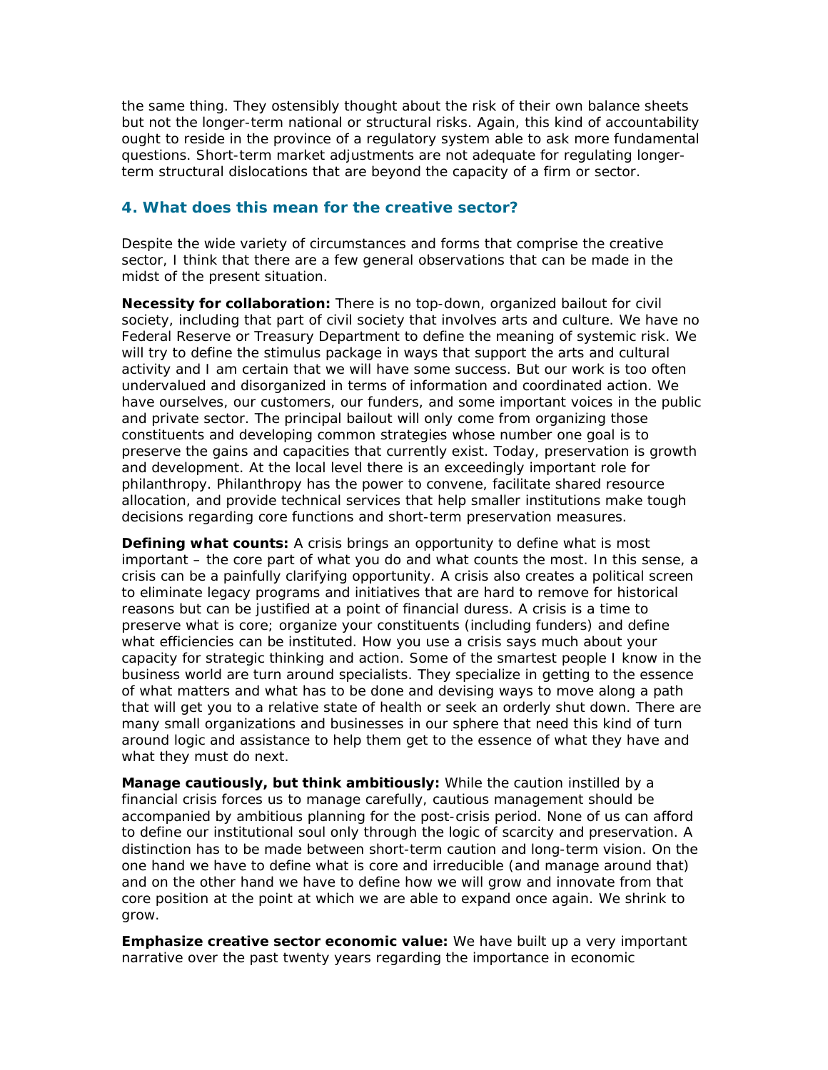the same thing. They ostensibly thought about the risk of their own balance sheets but not the longer-term national or structural risks. Again, this kind of accountability ought to reside in the province of a regulatory system able to ask more fundamental questions. Short-term market adjustments are not adequate for regulating longer-term structural dislocations that are beyond the capacity of a firm or sector.

## 4. What does this mean for the creative sector?

Despite the wide variety of circumstances and forms that comprise the creative sector, I think that there are a few general observations that can be made in the midst of the present situation.

**Necessity for collaboration:** There is no top-down, organized bailout for civil society, including that part of civil society that involves arts and culture. We have no Federal Reserve or Treasury Department to define the meaning of systemic risk. We will try to define the stimulus package in ways that support the arts and cultural activity and I am certain that we will have some success. But our work is too often undervalued and disorganized in terms of information and coordinated action. We have ourselves, our customers, our funders, and some important voices in the public and private sector. The principal bailout will only come from organizing those constituents and developing common strategies whose number one goal is to preserve the gains and capacities that currently exist. Today, preservation is growth and development. At the local level there is an exceedingly important role for philanthropy. Philanthropy has the power to convene, facilitate shared resource allocation, and provide technical services that help smaller institutions make tough decisions regarding core functions and short-term preservation measures.

**Defining what counts:** A crisis brings an opportunity to define what is most important – the core part of what you do and what counts the most. In this sense, a crisis can be a painfully clarifying opportunity. A crisis also creates a political screen to eliminate legacy programs and initiatives that are hard to remove for historical reasons but can be justified at a point of financial duress. A crisis is a time to preserve what is core; organize your constituents (including funders) and define what efficiencies can be instituted. How you use a crisis says much about your capacity for strategic thinking and action. Some of the smartest people I know in the business world are turn around specialists. They specialize in getting to the essence of what matters and what has to be done and devising ways to move along a path that will get you to a relative state of health or seek an orderly shut down. There are many small organizations and businesses in our sphere that need this kind of turn around logic and assistance to help them get to the essence of what they have and what they must do next.

**Manage cautiously, but think ambitiously:** While the caution instilled by a financial crisis forces us to manage carefully, cautious management should be accompanied by ambitious planning for the post-crisis period. None of us can afford to define our institutional soul only through the logic of scarcity and preservation. A distinction has to be made between short-term caution and long-term vision. On the one hand we have to define what is core and irreducible (and manage around that) and on the other hand we have to define how we will grow and innovate from that core position at the point at which we are able to expand once again. We shrink to grow.

**Emphasize creative sector economic value:** We have built up a very important narrative over the past twenty years regarding the importance in economic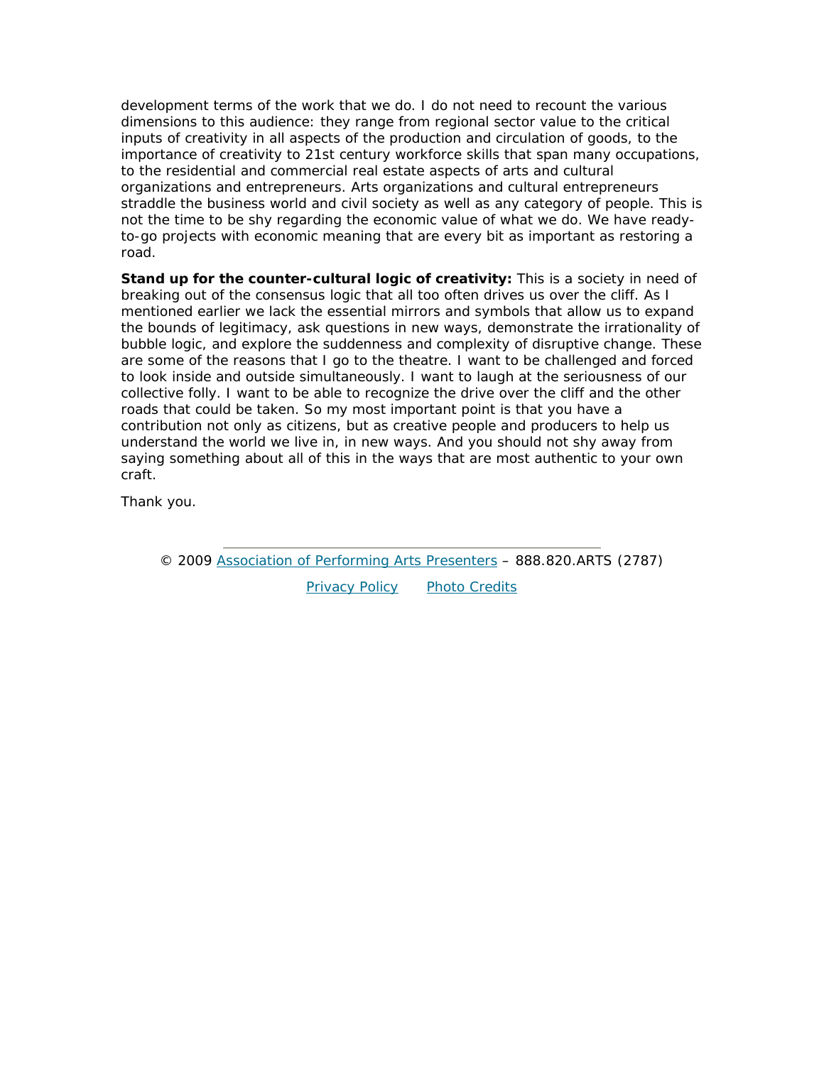development terms of the work that we do. I do not need to recount the various dimensions to this audience: they range from regional sector value to the critical inputs of creativity in all aspects of the production and circulation of goods, to the importance of creativity to 21st century workforce skills that span many occupations, to the residential and commercial real estate aspects of arts and cultural organizations and entrepreneurs. Arts organizations and cultural entrepreneurs straddle the business world and civil society as well as any category of people. This is not the time to be shy regarding the economic value of what we do. We have ready-to-go projects with economic meaning that are every bit as important as restoring a road.

**Stand up for the counter-cultural logic of creativity:** This is a society in need of breaking out of the consensus logic that all too often drives us over the cliff. As I mentioned earlier we lack the essential mirrors and symbols that allow us to expand the bounds of legitimacy, ask questions in new ways, demonstrate the irrationality of bubble logic, and explore the suddenness and complexity of disruptive change. These are some of the reasons that I go to the theatre. I want to be challenged and forced to look inside and outside simultaneously. I want to laugh at the seriousness of our collective folly. I want to be able to recognize the drive over the cliff and the other roads that could be taken. So my most important point is that you have a contribution not only as citizens, but as creative people and producers to help us understand the world we live in, in new ways. And you should not shy away from saying something about all of this in the ways that are most authentic to your own craft.

Thank you.

---

© 2009 Association of Performing Arts Presenters – 888.820.ARTS (2787)

Privacy Policy   Photo Credits